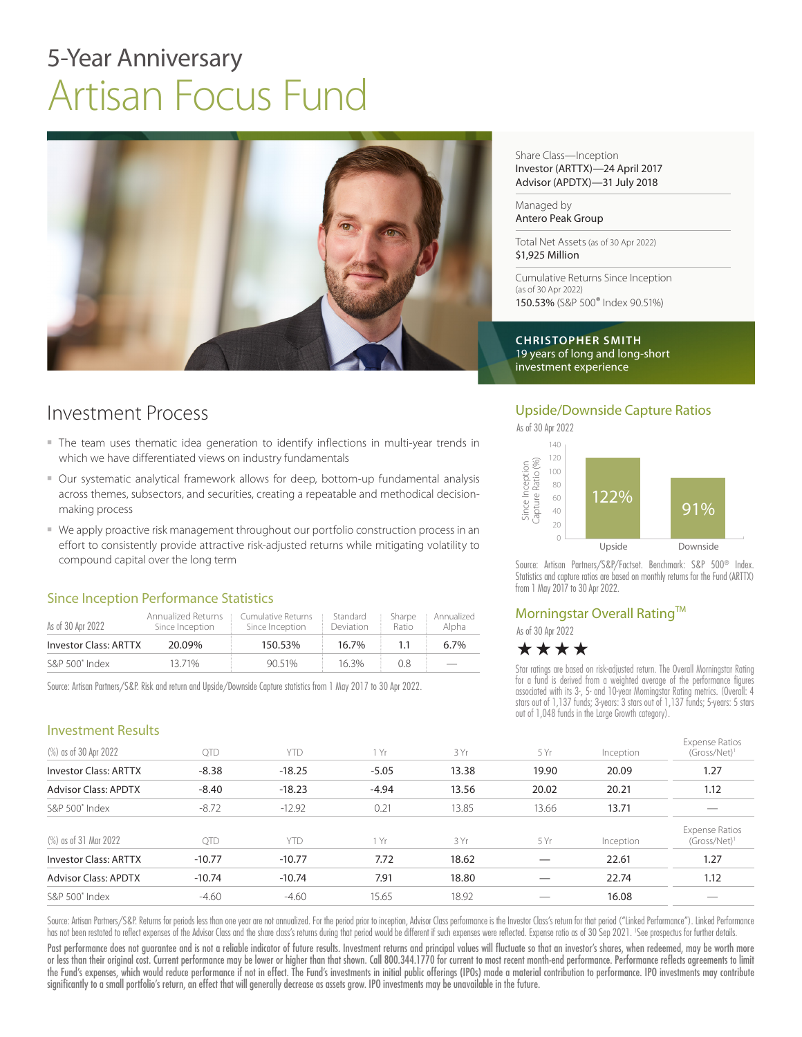# 5-Year Anniversary

# Artisan Focus Fund

Share Class—Inception
Investor (ARTTX)—24 April 2017
Advisor (APDTX)—31 July 2018

Managed by
Antero Peak Group

Total Net Assets (as of 30 Apr 2022)
$1,925 Million

Cumulative Returns Since Inception
(as of 30 Apr 2022)
150.53% (S&P 500® Index 90.51%)

**CHRISTOPHER SMITH**
19 years of long and long-short investment experience

## Investment Process

- The team uses thematic idea generation to identify inflections in multi-year trends in which we have differentiated views on industry fundamentals
- Our systematic analytical framework allows for deep, bottom-up fundamental analysis across themes, subsectors, and securities, creating a repeatable and methodical decision-making process
- We apply proactive risk management throughout our portfolio construction process in an effort to consistently provide attractive risk-adjusted returns while mitigating volatility to compound capital over the long term

## Upside/Downside Capture Ratios

As of 30 Apr 2022

| | Since Inception Capture Ratio (%) |
|---|---|
| Upside | 122% |
| Downside | 91% |

Source: Artisan Partners/S&P/Factset. Benchmark: S&P 500® Index. Statistics and capture ratios are based on monthly returns for the Fund (ARTTX) from 1 May 2017 to 30 Apr 2022.

## Since Inception Performance Statistics

| As of 30 Apr 2022 | Annualized Returns Since Inception | Cumulative Returns Since Inception | Standard Deviation | Sharpe Ratio | Annualized Alpha |
|---|---|---|---|---|---|
| Investor Class: ARTTX | 20.09% | 150.53% | 16.7% | 1.1 | 6.7% |
| S&P 500® Index | 13.71% | 90.51% | 16.3% | 0.8 | — |

Source: Artisan Partners/S&P. Risk and return and Upside/Downside Capture statistics from 1 May 2017 to 30 Apr 2022.

## Morningstar Overall Rating™

As of 30 Apr 2022

★★★★

Star ratings are based on risk-adjusted return. The Overall Morningstar Rating for a fund is derived from a weighted average of the performance figures associated with its 3-, 5- and 10-year Morningstar Rating metrics. (Overall: 4 stars out of 1,137 funds; 3-years: 3 stars out of 1,137 funds; 5-years: 5 stars out of 1,048 funds in the Large Growth category).

## Investment Results

| (%) as of 30 Apr 2022 | QTD | YTD | 1 Yr | 3 Yr | 5 Yr | Inception | Expense Ratios (Gross/Net)[1] |
|---|---|---|---|---|---|---|---|
| Investor Class: ARTTX | -8.38 | -18.25 | -5.05 | 13.38 | 19.90 | 20.09 | 1.27 |
| Advisor Class: APDTX | -8.40 | -18.23 | -4.94 | 13.56 | 20.02 | 20.21 | 1.12 |
| S&P 500® Index | -8.72 | -12.92 | 0.21 | 13.85 | 13.66 | 13.71 | — |

| (%) as of 31 Mar 2022 | QTD | YTD | 1 Yr | 3 Yr | 5 Yr | Inception | Expense Ratios (Gross/Net)[1] |
|---|---|---|---|---|---|---|---|
| Investor Class: ARTTX | -10.77 | -10.77 | 7.72 | 18.62 | — | 22.61 | 1.27 |
| Advisor Class: APDTX | -10.74 | -10.74 | 7.91 | 18.80 | — | 22.74 | 1.12 |
| S&P 500® Index | -4.60 | -4.60 | 15.65 | 18.92 | — | 16.08 | — |

Source: Artisan Partners/S&P. Returns for periods less than one year are not annualized. For the period prior to inception, Advisor Class performance is the Investor Class's return for that period ("Linked Performance"). Linked Performance has not been restated to reflect expenses of the Advisor Class and the share class's returns during that period would be different if such expenses were reflected. Expense ratio as of 30 Sep 2021. [1]See prospectus for further details.

Past performance does not guarantee and is not a reliable indicator of future results. Investment returns and principal values will fluctuate so that an investor's shares, when redeemed, may be worth more or less than their original cost. Current performance may be lower or higher than that shown. Call 800.344.1770 for current to most recent month-end performance. Performance reflects agreements to limit the Fund's expenses, which would reduce performance if not in effect. The Fund's investments in initial public offerings (IPOs) made a material contribution to performance. IPO investments may contribute significantly to a small portfolio's return, an effect that will generally decrease as assets grow. IPO investments may be unavailable in the future.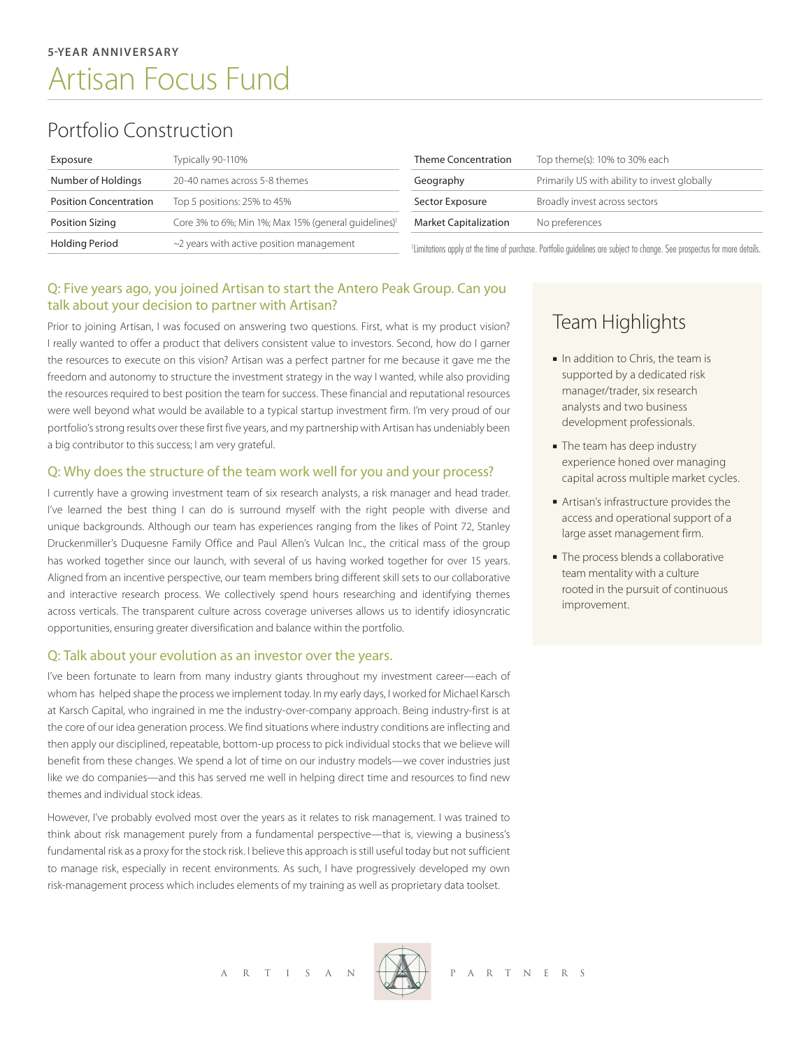5-YEAR ANNIVERSARY

# Artisan Focus Fund

## Portfolio Construction

| Exposure | Typically 90-110% |
| --- | --- |
| Number of Holdings | 20-40 names across 5-8 themes |
| Position Concentration | Top 5 positions: 25% to 45% |
| Position Sizing | Core 3% to 6%; Min 1%; Max 15% (general guidelines)[1] |
| Holding Period | ~2 years with active position management |

| Theme Concentration | Top theme(s): 10% to 30% each |
| --- | --- |
| Geography | Primarily US with ability to invest globally |
| Sector Exposure | Broadly invest across sectors |
| Market Capitalization | No preferences |

[1]Limitations apply at the time of purchase. Portfolio guidelines are subject to change. See prospectus for more details.

### Q: Five years ago, you joined Artisan to start the Antero Peak Group. Can you talk about your decision to partner with Artisan?

Prior to joining Artisan, I was focused on answering two questions. First, what is my product vision? I really wanted to offer a product that delivers consistent value to investors. Second, how do I garner the resources to execute on this vision? Artisan was a perfect partner for me because it gave me the freedom and autonomy to structure the investment strategy in the way I wanted, while also providing the resources required to best position the team for success. These financial and reputational resources were well beyond what would be available to a typical startup investment firm. I'm very proud of our portfolio's strong results over these first five years, and my partnership with Artisan has undeniably been a big contributor to this success; I am very grateful.

### Q: Why does the structure of the team work well for you and your process?

I currently have a growing investment team of six research analysts, a risk manager and head trader. I've learned the best thing I can do is surround myself with the right people with diverse and unique backgrounds. Although our team has experiences ranging from the likes of Point 72, Stanley Druckenmiller's Duquesne Family Office and Paul Allen's Vulcan Inc., the critical mass of the group has worked together since our launch, with several of us having worked together for over 15 years. Aligned from an incentive perspective, our team members bring different skill sets to our collaborative and interactive research process. We collectively spend hours researching and identifying themes across verticals. The transparent culture across coverage universes allows us to identify idiosyncratic opportunities, ensuring greater diversification and balance within the portfolio.

### Q: Talk about your evolution as an investor over the years.

I've been fortunate to learn from many industry giants throughout my investment career—each of whom has helped shape the process we implement today. In my early days, I worked for Michael Karsch at Karsch Capital, who ingrained in me the industry-over-company approach. Being industry-first is at the core of our idea generation process. We find situations where industry conditions are inflecting and then apply our disciplined, repeatable, bottom-up process to pick individual stocks that we believe will benefit from these changes. We spend a lot of time on our industry models—we cover industries just like we do companies—and this has served me well in helping direct time and resources to find new themes and individual stock ideas.

However, I've probably evolved most over the years as it relates to risk management. I was trained to think about risk management purely from a fundamental perspective—that is, viewing a business's fundamental risk as a proxy for the stock risk. I believe this approach is still useful today but not sufficient to manage risk, especially in recent environments. As such, I have progressively developed my own risk-management process which includes elements of my training as well as proprietary data toolset.

## Team Highlights

- In addition to Chris, the team is supported by a dedicated risk manager/trader, six research analysts and two business development professionals.
- The team has deep industry experience honed over managing capital across multiple market cycles.
- Artisan's infrastructure provides the access and operational support of a large asset management firm.
- The process blends a collaborative team mentality with a culture rooted in the pursuit of continuous improvement.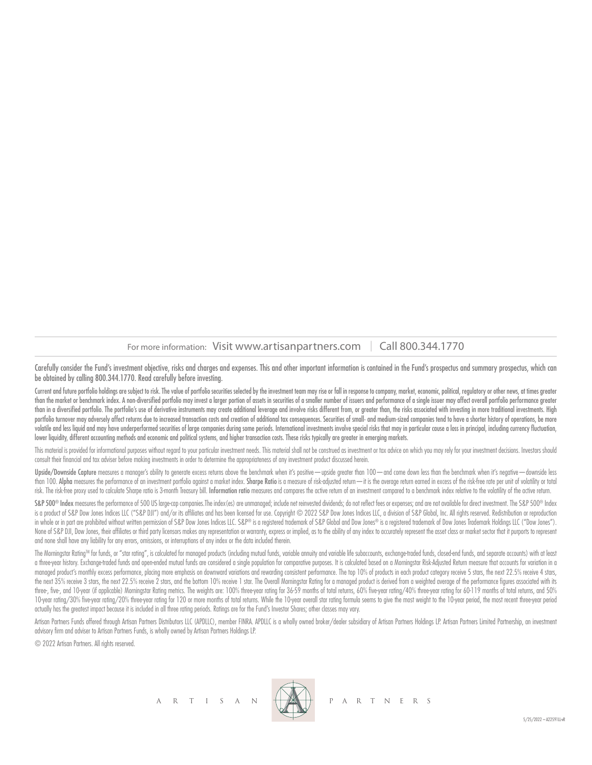For more information: Visit www.artisanpartners.com | Call 800.344.1770

Carefully consider the Fund's investment objective, risks and charges and expenses. This and other important information is contained in the Fund's prospectus and summary prospectus, which can be obtained by calling 800.344.1770. Read carefully before investing.

Current and future portfolio holdings are subject to risk. The value of portfolio securities selected by the investment team may rise or fall in response to company, market, economic, political, regulatory or other news, at times greater than the market or benchmark index. A non-diversified portfolio may invest a larger portion of assets in securities of a smaller number of issuers and performance of a single issuer may affect overall portfolio performance greater than in a diversified portfolio. The portfolio's use of derivative instruments may create additional leverage and involve risks different from, or greater than, the risks associated with investing in more traditional investments. High portfolio turnover may adversely affect returns due to increased transaction costs and creation of additional tax consequences. Securities of small- and medium-sized companies tend to have a shorter history of operations, be more volatile and less liquid and may have underperformed securities of large companies during some periods. International investments involve special risks that may in particular cause a loss in principal, including currency fluctuation, lower liquidity, different accounting methods and economic and political systems, and higher transaction costs. These risks typically are greater in emerging markets.

This material is provided for informational purposes without regard to your particular investment needs. This material shall not be construed as investment or tax advice on which you may rely for your investment decisions. Investors should consult their financial and tax adviser before making investments in order to determine the appropriateness of any investment product discussed herein.

**Upside/Downside Capture** measures a manager's ability to generate excess returns above the benchmark when it's positive—upside greater than 100—and come down less than the benchmark when it's negative—downside less than 100. **Alpha** measures the performance of an investment portfolio against a market index. **Sharpe Ratio** is a measure of risk-adjusted return—it is the average return earned in excess of the risk-free rate per unit of volatility or total risk. The risk-free proxy used to calculate Sharpe ratio is 3-month Treasury bill. **Information ratio** measures and compares the active return of an investment compared to a benchmark index relative to the volatility of the active return.

**S&P 500® Index** measures the performance of 500 US large-cap companies.The index(es) are unmanaged; include net reinvested dividends; do not reflect fees or expenses; and are not available for direct investment. The S&P 500® Index is a product of S&P Dow Jones Indices LLC ("S&P DJI") and/or its affiliates and has been licensed for use. Copyright © 2022 S&P Dow Jones Indices LLC, a division of S&P Global, Inc. All rights reserved. Redistribution or reproduction in whole or in part are prohibited without written permission of S&P Dow Jones Indices LLC. S&P® is a registered trademark of S&P Global and Dow Jones® is a registered trademark of Dow Jones Trademark Holdings LLC ("Dow Jones"). None of S&P DJI, Dow Jones, their affiliates or third party licensors makes any representation or warranty, express or implied, as to the ability of any index to accurately represent the asset class or market sector that it purports to represent and none shall have any liability for any errors, omissions, or interruptions of any index or the data included therein.

The Morningstar Rating™ for funds, or "star rating", is calculated for managed products (including mutual funds, variable annuity and variable life subaccounts, exchange-traded funds, closed-end funds, and separate accounts) with at least a three-year history. Exchange-traded funds and open-ended mutual funds are considered a single population for comparative purposes. It is calculated based on a Morningstar Risk-Adjusted Return measure that accounts for variation in a managed product's monthly excess performance, placing more emphasis on downward variations and rewarding consistent performance. The top 10% of products in each product category receive 5 stars, the next 22.5% receive 4 stars, the next 35% receive 3 stars, the next 22.5% receive 2 stars, and the bottom 10% receive 1 star. The Overall Morningstar Rating for a managed product is derived from a weighted average of the performance figures associated with its three-, five-, and 10-year (if applicable) Morningstar Rating metrics. The weights are: 100% three-year rating for 36-59 months of total returns, 60% five-year rating/40% three-year rating for 60-119 months of total returns, and 50% 10-year rating/30% five-year rating/20% three-year rating for 120 or more months of total returns. While the 10-year overall star rating formula seems to give the most weight to the 10-year period, the most recent three-year period actually has the greatest impact because it is included in all three rating periods. Ratings are for the Fund's Investor Shares; other classes may vary.

Artisan Partners Funds offered through Artisan Partners Distributors LLC (APDLLC), member FINRA. APDLLC is a wholly owned broker/dealer subsidiary of Artisan Partners Holdings LP. Artisan Partners Limited Partnership, an investment advisory firm and adviser to Artisan Partners Funds, is wholly owned by Artisan Partners Holdings LP.

© 2022 Artisan Partners. All rights reserved.

ARTISAN PARTNERS

5/25/2022 – A22591LL-vR